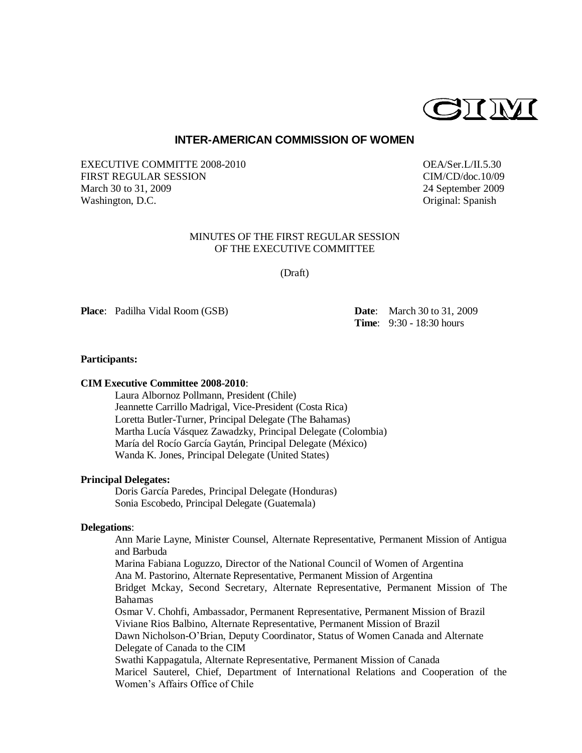CIM

## INTER-AMERICAN COMMISSION OF WOMEN

EXECUTIVE COMMITTE 2008-2010
FIRST REGULAR SESSION
March 30 to 31, 2009
Washington, D.C.

OEA/Ser.L/II.5.30
CIM/CD/doc.10/09
24 September 2009
Original: Spanish

MINUTES OF THE FIRST REGULAR SESSION
OF THE EXECUTIVE COMMITTEE

(Draft)

**Place**: Padilha Vidal Room (GSB)

**Date**: March 30 to 31, 2009
**Time**: 9:30 - 18:30 hours

**Participants:**

**CIM Executive Committee 2008-2010**:

Laura Albornoz Pollmann, President (Chile)
Jeannette Carrillo Madrigal, Vice-President (Costa Rica)
Loretta Butler-Turner, Principal Delegate (The Bahamas)
Martha Lucía Vásquez Zawadzky, Principal Delegate (Colombia)
María del Rocío García Gaytán, Principal Delegate (México)
Wanda K. Jones, Principal Delegate (United States)

**Principal Delegates:**

Doris García Paredes, Principal Delegate (Honduras)
Sonia Escobedo, Principal Delegate (Guatemala)

**Delegations**:

Ann Marie Layne, Minister Counsel, Alternate Representative, Permanent Mission of Antigua and Barbuda
Marina Fabiana Loguzzo, Director of the National Council of Women of Argentina
Ana M. Pastorino, Alternate Representative, Permanent Mission of Argentina
Bridget Mckay, Second Secretary, Alternate Representative, Permanent Mission of The Bahamas
Osmar V. Chohfi, Ambassador, Permanent Representative, Permanent Mission of Brazil
Viviane Rios Balbino, Alternate Representative, Permanent Mission of Brazil
Dawn Nicholson-O'Brian, Deputy Coordinator, Status of Women Canada and Alternate Delegate of Canada to the CIM
Swathi Kappagatula, Alternate Representative, Permanent Mission of Canada
Maricel Sauterel, Chief, Department of International Relations and Cooperation of the Women's Affairs Office of Chile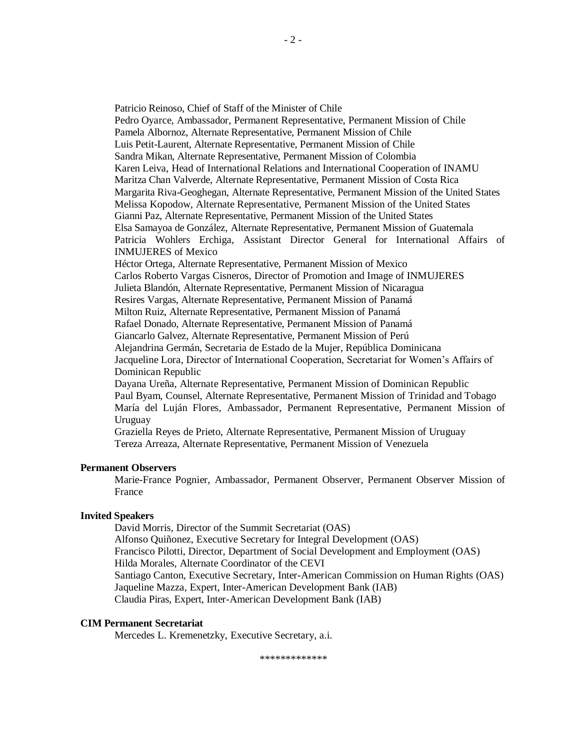Patricio Reinoso, Chief of Staff of the Minister of Chile
Pedro Oyarce, Ambassador, Permanent Representative, Permanent Mission of Chile
Pamela Albornoz, Alternate Representative, Permanent Mission of Chile
Luis Petit-Laurent, Alternate Representative, Permanent Mission of Chile
Sandra Mikan, Alternate Representative, Permanent Mission of Colombia
Karen Leiva, Head of International Relations and International Cooperation of INAMU
Maritza Chan Valverde, Alternate Representative, Permanent Mission of Costa Rica
Margarita Riva-Geoghegan, Alternate Representative, Permanent Mission of the United States
Melissa Kopodow, Alternate Representative, Permanent Mission of the United States
Gianni Paz, Alternate Representative, Permanent Mission of the United States
Elsa Samayoa de González, Alternate Representative, Permanent Mission of Guatemala
Patricia Wohlers Erchiga, Assistant Director General for International Affairs of INMUJERES of Mexico
Héctor Ortega, Alternate Representative, Permanent Mission of Mexico
Carlos Roberto Vargas Cisneros, Director of Promotion and Image of INMUJERES
Julieta Blandón, Alternate Representative, Permanent Mission of Nicaragua
Resires Vargas, Alternate Representative, Permanent Mission of Panamá
Milton Ruiz, Alternate Representative, Permanent Mission of Panamá
Rafael Donado, Alternate Representative, Permanent Mission of Panamá
Giancarlo Galvez, Alternate Representative, Permanent Mission of Perú
Alejandrina Germán, Secretaria de Estado de la Mujer, República Dominicana
Jacqueline Lora, Director of International Cooperation, Secretariat for Women's Affairs of Dominican Republic
Dayana Ureña, Alternate Representative, Permanent Mission of Dominican Republic
Paul Byam, Counsel, Alternate Representative, Permanent Mission of Trinidad and Tobago
María del Luján Flores, Ambassador, Permanent Representative, Permanent Mission of Uruguay
Graziella Reyes de Prieto, Alternate Representative, Permanent Mission of Uruguay
Tereza Arreaza, Alternate Representative, Permanent Mission of Venezuela

**Permanent Observers**

Marie-France Pognier, Ambassador, Permanent Observer, Permanent Observer Mission of France

**Invited Speakers**

David Morris, Director of the Summit Secretariat (OAS)
Alfonso Quiñonez, Executive Secretary for Integral Development (OAS)
Francisco Pilotti, Director, Department of Social Development and Employment (OAS)
Hilda Morales, Alternate Coordinator of the CEVI
Santiago Canton, Executive Secretary, Inter-American Commission on Human Rights (OAS)
Jaqueline Mazza, Expert, Inter-American Development Bank (IAB)
Claudia Piras, Expert, Inter-American Development Bank (IAB)

**CIM Permanent Secretariat**

Mercedes L. Kremenetzky, Executive Secretary, a.i.

*************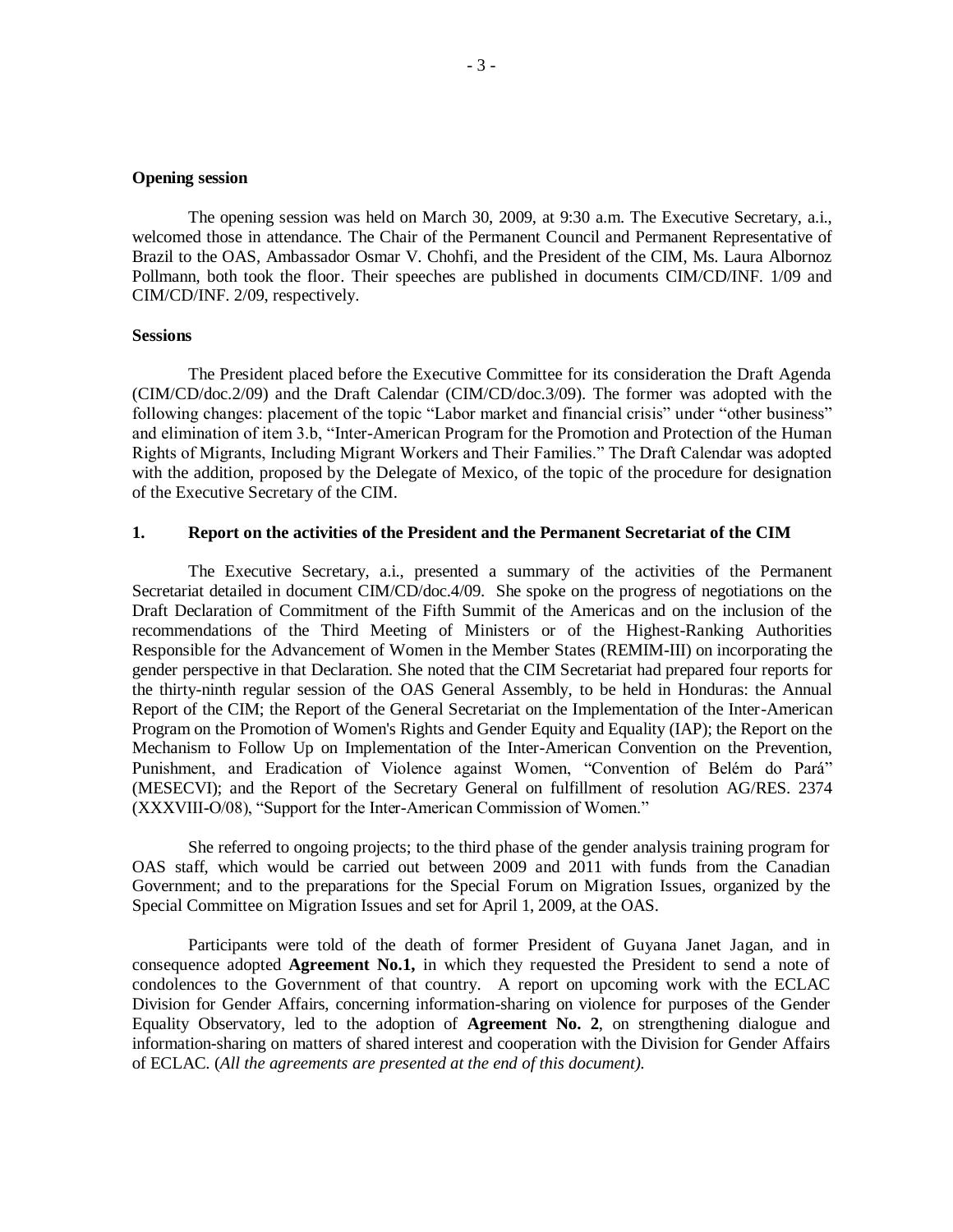**Opening session**

The opening session was held on March 30, 2009, at 9:30 a.m. The Executive Secretary, a.i., welcomed those in attendance. The Chair of the Permanent Council and Permanent Representative of Brazil to the OAS, Ambassador Osmar V. Chohfi, and the President of the CIM, Ms. Laura Albornoz Pollmann, both took the floor. Their speeches are published in documents CIM/CD/INF. 1/09 and CIM/CD/INF. 2/09, respectively.

**Sessions**

The President placed before the Executive Committee for its consideration the Draft Agenda (CIM/CD/doc.2/09) and the Draft Calendar (CIM/CD/doc.3/09). The former was adopted with the following changes: placement of the topic "Labor market and financial crisis" under "other business" and elimination of item 3.b, "Inter-American Program for the Promotion and Protection of the Human Rights of Migrants, Including Migrant Workers and Their Families." The Draft Calendar was adopted with the addition, proposed by the Delegate of Mexico, of the topic of the procedure for designation of the Executive Secretary of the CIM.

**1. Report on the activities of the President and the Permanent Secretariat of the CIM**

The Executive Secretary, a.i., presented a summary of the activities of the Permanent Secretariat detailed in document CIM/CD/doc.4/09. She spoke on the progress of negotiations on the Draft Declaration of Commitment of the Fifth Summit of the Americas and on the inclusion of the recommendations of the Third Meeting of Ministers or of the Highest-Ranking Authorities Responsible for the Advancement of Women in the Member States (REMIM-III) on incorporating the gender perspective in that Declaration. She noted that the CIM Secretariat had prepared four reports for the thirty-ninth regular session of the OAS General Assembly, to be held in Honduras: the Annual Report of the CIM; the Report of the General Secretariat on the Implementation of the Inter-American Program on the Promotion of Women's Rights and Gender Equity and Equality (IAP); the Report on the Mechanism to Follow Up on Implementation of the Inter-American Convention on the Prevention, Punishment, and Eradication of Violence against Women, "Convention of Belém do Pará" (MESECVI); and the Report of the Secretary General on fulfillment of resolution AG/RES. 2374 (XXXVIII-O/08), "Support for the Inter-American Commission of Women."

She referred to ongoing projects; to the third phase of the gender analysis training program for OAS staff, which would be carried out between 2009 and 2011 with funds from the Canadian Government; and to the preparations for the Special Forum on Migration Issues, organized by the Special Committee on Migration Issues and set for April 1, 2009, at the OAS.

Participants were told of the death of former President of Guyana Janet Jagan, and in consequence adopted **Agreement No.1,** in which they requested the President to send a note of condolences to the Government of that country. A report on upcoming work with the ECLAC Division for Gender Affairs, concerning information-sharing on violence for purposes of the Gender Equality Observatory, led to the adoption of **Agreement No. 2**, on strengthening dialogue and information-sharing on matters of shared interest and cooperation with the Division for Gender Affairs of ECLAC. (*All the agreements are presented at the end of this document).*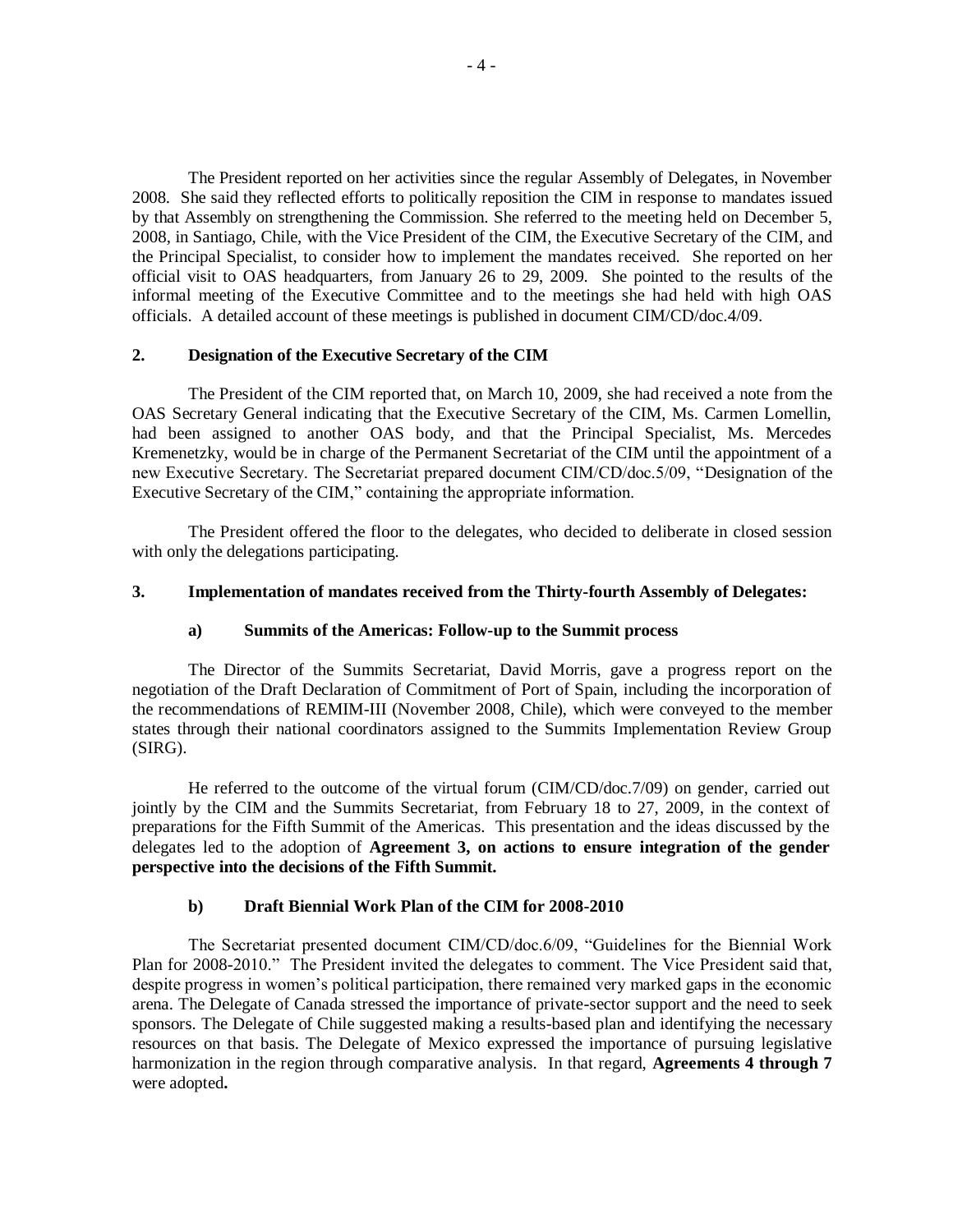The President reported on her activities since the regular Assembly of Delegates, in November 2008. She said they reflected efforts to politically reposition the CIM in response to mandates issued by that Assembly on strengthening the Commission. She referred to the meeting held on December 5, 2008, in Santiago, Chile, with the Vice President of the CIM, the Executive Secretary of the CIM, and the Principal Specialist, to consider how to implement the mandates received. She reported on her official visit to OAS headquarters, from January 26 to 29, 2009. She pointed to the results of the informal meeting of the Executive Committee and to the meetings she had held with high OAS officials. A detailed account of these meetings is published in document CIM/CD/doc.4/09.

## 2. Designation of the Executive Secretary of the CIM

The President of the CIM reported that, on March 10, 2009, she had received a note from the OAS Secretary General indicating that the Executive Secretary of the CIM, Ms. Carmen Lomellin, had been assigned to another OAS body, and that the Principal Specialist, Ms. Mercedes Kremenetzky, would be in charge of the Permanent Secretariat of the CIM until the appointment of a new Executive Secretary. The Secretariat prepared document CIM/CD/doc.5/09, "Designation of the Executive Secretary of the CIM," containing the appropriate information.

The President offered the floor to the delegates, who decided to deliberate in closed session with only the delegations participating.

## 3. Implementation of mandates received from the Thirty-fourth Assembly of Delegates:

### a) Summits of the Americas: Follow-up to the Summit process

The Director of the Summits Secretariat, David Morris, gave a progress report on the negotiation of the Draft Declaration of Commitment of Port of Spain, including the incorporation of the recommendations of REMIM-III (November 2008, Chile), which were conveyed to the member states through their national coordinators assigned to the Summits Implementation Review Group (SIRG).

He referred to the outcome of the virtual forum (CIM/CD/doc.7/09) on gender, carried out jointly by the CIM and the Summits Secretariat, from February 18 to 27, 2009, in the context of preparations for the Fifth Summit of the Americas. This presentation and the ideas discussed by the delegates led to the adoption of **Agreement 3, on actions to ensure integration of the gender perspective into the decisions of the Fifth Summit.**

### b) Draft Biennial Work Plan of the CIM for 2008-2010

The Secretariat presented document CIM/CD/doc.6/09, "Guidelines for the Biennial Work Plan for 2008-2010." The President invited the delegates to comment. The Vice President said that, despite progress in women's political participation, there remained very marked gaps in the economic arena. The Delegate of Canada stressed the importance of private-sector support and the need to seek sponsors. The Delegate of Chile suggested making a results-based plan and identifying the necessary resources on that basis. The Delegate of Mexico expressed the importance of pursuing legislative harmonization in the region through comparative analysis. In that regard, **Agreements 4 through 7** were adopted**.**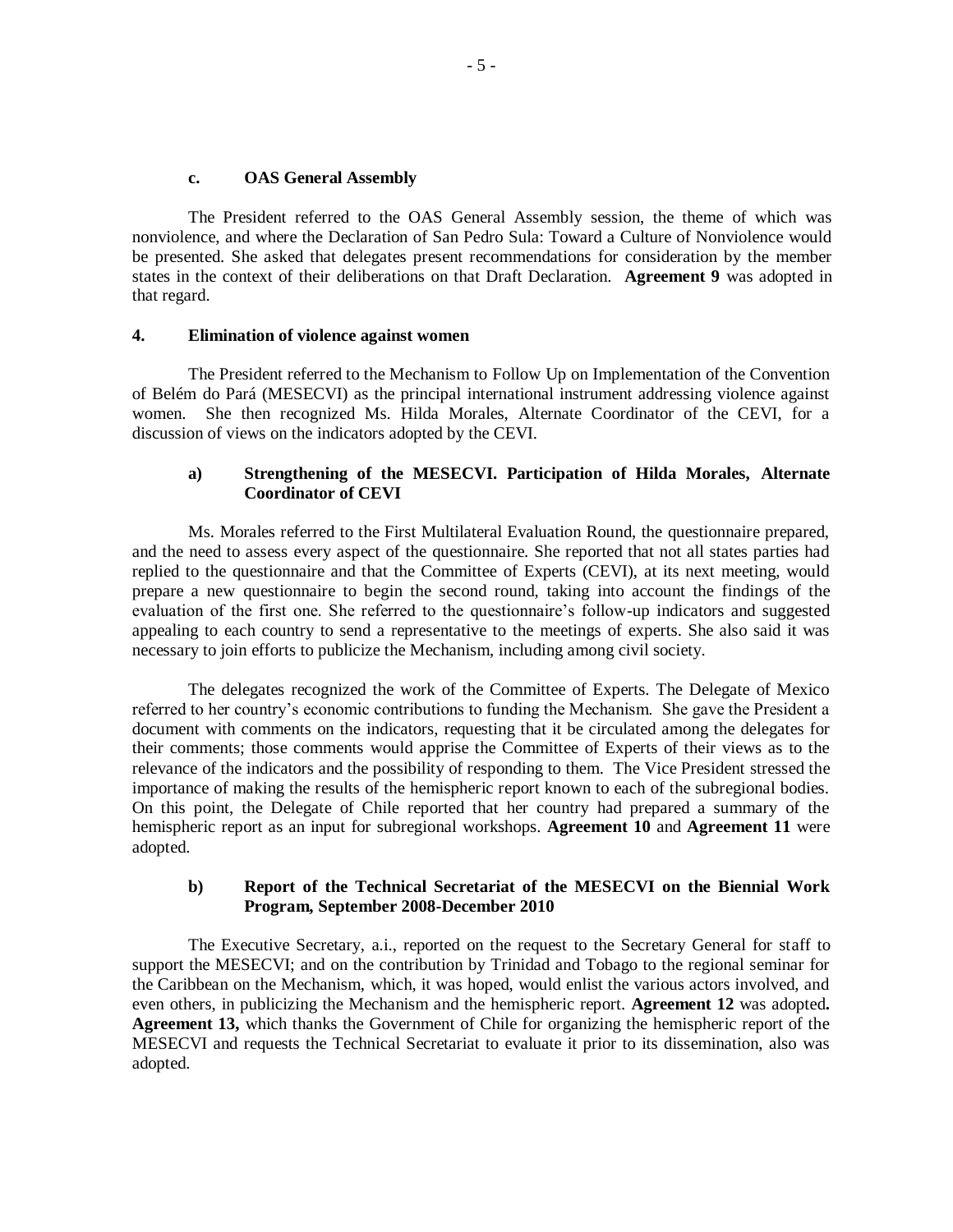**c. OAS General Assembly**

The President referred to the OAS General Assembly session, the theme of which was nonviolence, and where the Declaration of San Pedro Sula: Toward a Culture of Nonviolence would be presented. She asked that delegates present recommendations for consideration by the member states in the context of their deliberations on that Draft Declaration. **Agreement 9** was adopted in that regard.

## 4. Elimination of violence against women

The President referred to the Mechanism to Follow Up on Implementation of the Convention of Belém do Pará (MESECVI) as the principal international instrument addressing violence against women. She then recognized Ms. Hilda Morales, Alternate Coordinator of the CEVI, for a discussion of views on the indicators adopted by the CEVI.

### a) Strengthening of the MESECVI. Participation of Hilda Morales, Alternate Coordinator of CEVI

Ms. Morales referred to the First Multilateral Evaluation Round, the questionnaire prepared, and the need to assess every aspect of the questionnaire. She reported that not all states parties had replied to the questionnaire and that the Committee of Experts (CEVI), at its next meeting, would prepare a new questionnaire to begin the second round, taking into account the findings of the evaluation of the first one. She referred to the questionnaire's follow-up indicators and suggested appealing to each country to send a representative to the meetings of experts. She also said it was necessary to join efforts to publicize the Mechanism, including among civil society.

The delegates recognized the work of the Committee of Experts. The Delegate of Mexico referred to her country's economic contributions to funding the Mechanism. She gave the President a document with comments on the indicators, requesting that it be circulated among the delegates for their comments; those comments would apprise the Committee of Experts of their views as to the relevance of the indicators and the possibility of responding to them. The Vice President stressed the importance of making the results of the hemispheric report known to each of the subregional bodies. On this point, the Delegate of Chile reported that her country had prepared a summary of the hemispheric report as an input for subregional workshops. **Agreement 10** and **Agreement 11** were adopted.

### b) Report of the Technical Secretariat of the MESECVI on the Biennial Work Program, September 2008-December 2010

The Executive Secretary, a.i., reported on the request to the Secretary General for staff to support the MESECVI; and on the contribution by Trinidad and Tobago to the regional seminar for the Caribbean on the Mechanism, which, it was hoped, would enlist the various actors involved, and even others, in publicizing the Mechanism and the hemispheric report. **Agreement 12** was adopted**.** **Agreement 13,** which thanks the Government of Chile for organizing the hemispheric report of the MESECVI and requests the Technical Secretariat to evaluate it prior to its dissemination, also was adopted.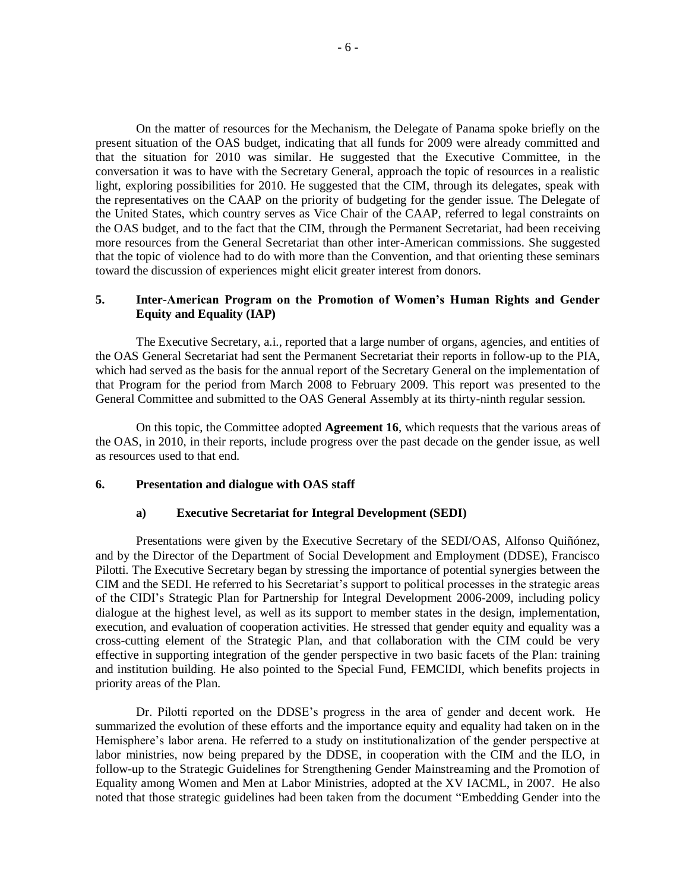On the matter of resources for the Mechanism, the Delegate of Panama spoke briefly on the present situation of the OAS budget, indicating that all funds for 2009 were already committed and that the situation for 2010 was similar. He suggested that the Executive Committee, in the conversation it was to have with the Secretary General, approach the topic of resources in a realistic light, exploring possibilities for 2010. He suggested that the CIM, through its delegates, speak with the representatives on the CAAP on the priority of budgeting for the gender issue. The Delegate of the United States, which country serves as Vice Chair of the CAAP, referred to legal constraints on the OAS budget, and to the fact that the CIM, through the Permanent Secretariat, had been receiving more resources from the General Secretariat than other inter-American commissions. She suggested that the topic of violence had to do with more than the Convention, and that orienting these seminars toward the discussion of experiences might elicit greater interest from donors.

## 5. Inter-American Program on the Promotion of Women's Human Rights and Gender Equity and Equality (IAP)

The Executive Secretary, a.i., reported that a large number of organs, agencies, and entities of the OAS General Secretariat had sent the Permanent Secretariat their reports in follow-up to the PIA, which had served as the basis for the annual report of the Secretary General on the implementation of that Program for the period from March 2008 to February 2009. This report was presented to the General Committee and submitted to the OAS General Assembly at its thirty-ninth regular session.

On this topic, the Committee adopted **Agreement 16**, which requests that the various areas of the OAS, in 2010, in their reports, include progress over the past decade on the gender issue, as well as resources used to that end.

## 6. Presentation and dialogue with OAS staff

### a) Executive Secretariat for Integral Development (SEDI)

Presentations were given by the Executive Secretary of the SEDI/OAS, Alfonso Quiñónez, and by the Director of the Department of Social Development and Employment (DDSE), Francisco Pilotti. The Executive Secretary began by stressing the importance of potential synergies between the CIM and the SEDI. He referred to his Secretariat's support to political processes in the strategic areas of the CIDI's Strategic Plan for Partnership for Integral Development 2006-2009, including policy dialogue at the highest level, as well as its support to member states in the design, implementation, execution, and evaluation of cooperation activities. He stressed that gender equity and equality was a cross-cutting element of the Strategic Plan, and that collaboration with the CIM could be very effective in supporting integration of the gender perspective in two basic facets of the Plan: training and institution building. He also pointed to the Special Fund, FEMCIDI, which benefits projects in priority areas of the Plan.

Dr. Pilotti reported on the DDSE's progress in the area of gender and decent work. He summarized the evolution of these efforts and the importance equity and equality had taken on in the Hemisphere's labor arena. He referred to a study on institutionalization of the gender perspective at labor ministries, now being prepared by the DDSE, in cooperation with the CIM and the ILO, in follow-up to the Strategic Guidelines for Strengthening Gender Mainstreaming and the Promotion of Equality among Women and Men at Labor Ministries, adopted at the XV IACML, in 2007. He also noted that those strategic guidelines had been taken from the document "Embedding Gender into the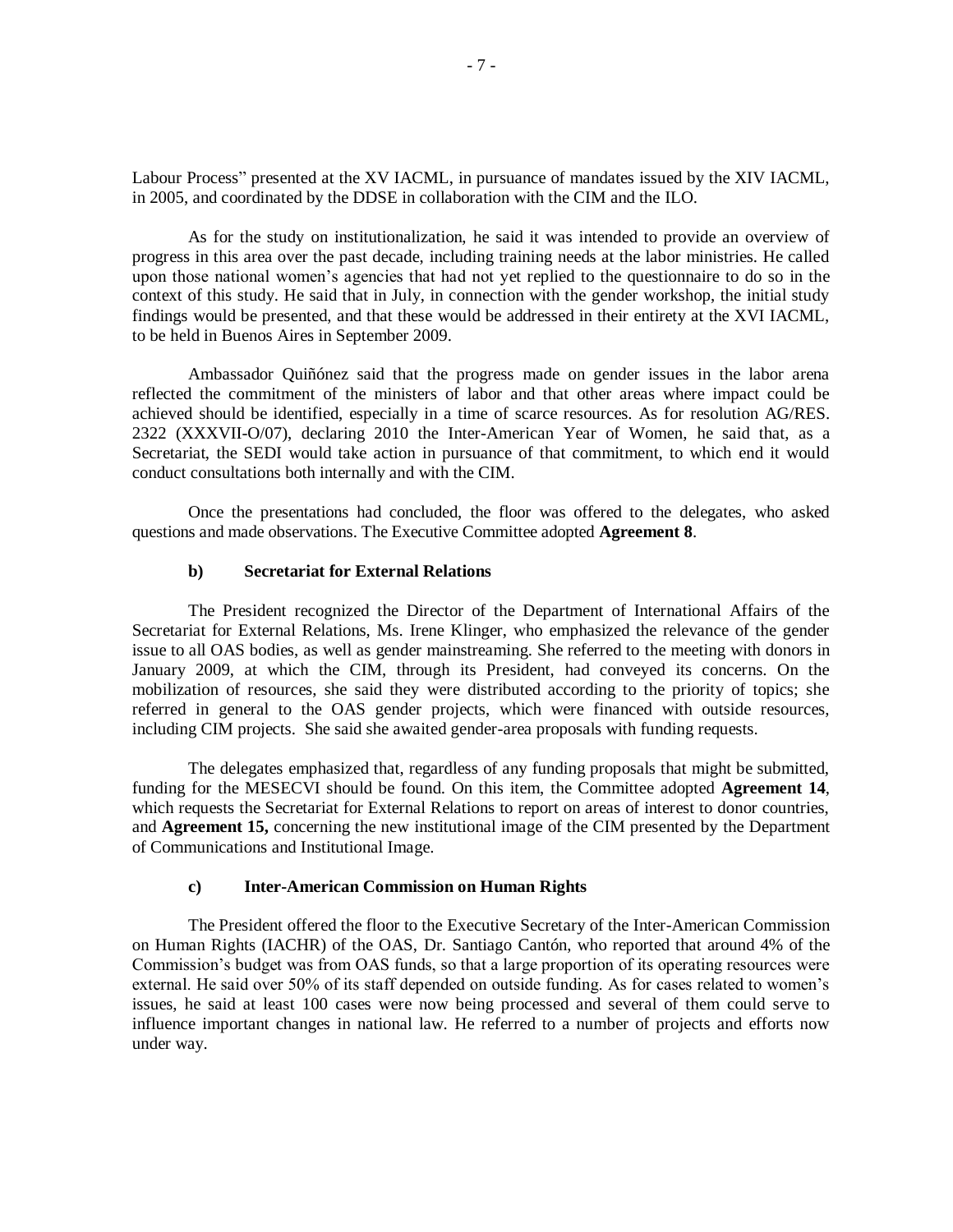Labour Process" presented at the XV IACML, in pursuance of mandates issued by the XIV IACML, in 2005, and coordinated by the DDSE in collaboration with the CIM and the ILO.

As for the study on institutionalization, he said it was intended to provide an overview of progress in this area over the past decade, including training needs at the labor ministries. He called upon those national women's agencies that had not yet replied to the questionnaire to do so in the context of this study. He said that in July, in connection with the gender workshop, the initial study findings would be presented, and that these would be addressed in their entirety at the XVI IACML, to be held in Buenos Aires in September 2009.

Ambassador Quiñónez said that the progress made on gender issues in the labor arena reflected the commitment of the ministers of labor and that other areas where impact could be achieved should be identified, especially in a time of scarce resources. As for resolution AG/RES. 2322 (XXXVII-O/07), declaring 2010 the Inter-American Year of Women, he said that, as a Secretariat, the SEDI would take action in pursuance of that commitment, to which end it would conduct consultations both internally and with the CIM.

Once the presentations had concluded, the floor was offered to the delegates, who asked questions and made observations. The Executive Committee adopted **Agreement 8**.

#### b) Secretariat for External Relations

The President recognized the Director of the Department of International Affairs of the Secretariat for External Relations, Ms. Irene Klinger, who emphasized the relevance of the gender issue to all OAS bodies, as well as gender mainstreaming. She referred to the meeting with donors in January 2009, at which the CIM, through its President, had conveyed its concerns. On the mobilization of resources, she said they were distributed according to the priority of topics; she referred in general to the OAS gender projects, which were financed with outside resources, including CIM projects. She said she awaited gender-area proposals with funding requests.

The delegates emphasized that, regardless of any funding proposals that might be submitted, funding for the MESECVI should be found. On this item, the Committee adopted **Agreement 14**, which requests the Secretariat for External Relations to report on areas of interest to donor countries, and **Agreement 15,** concerning the new institutional image of the CIM presented by the Department of Communications and Institutional Image.

#### c) Inter-American Commission on Human Rights

The President offered the floor to the Executive Secretary of the Inter-American Commission on Human Rights (IACHR) of the OAS, Dr. Santiago Cantón, who reported that around 4% of the Commission's budget was from OAS funds, so that a large proportion of its operating resources were external. He said over 50% of its staff depended on outside funding. As for cases related to women's issues, he said at least 100 cases were now being processed and several of them could serve to influence important changes in national law. He referred to a number of projects and efforts now under way.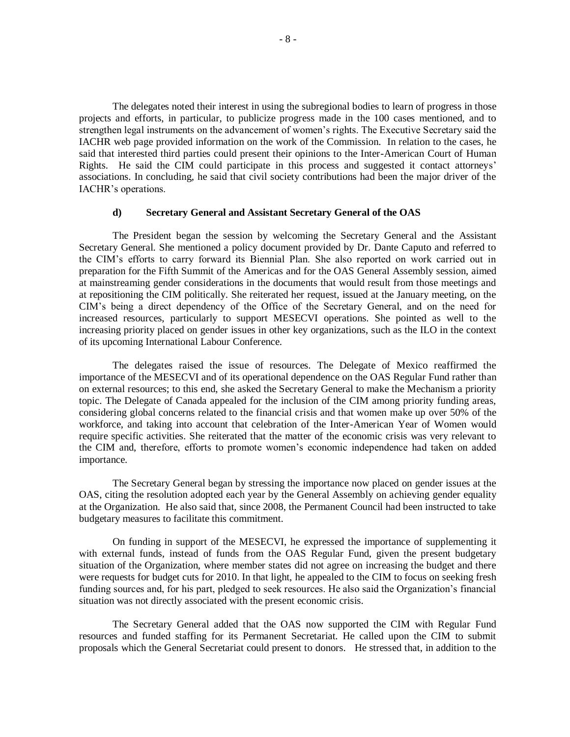The delegates noted their interest in using the subregional bodies to learn of progress in those projects and efforts, in particular, to publicize progress made in the 100 cases mentioned, and to strengthen legal instruments on the advancement of women's rights. The Executive Secretary said the IACHR web page provided information on the work of the Commission. In relation to the cases, he said that interested third parties could present their opinions to the Inter-American Court of Human Rights. He said the CIM could participate in this process and suggested it contact attorneys' associations. In concluding, he said that civil society contributions had been the major driver of the IACHR's operations.

#### d) Secretary General and Assistant Secretary General of the OAS

The President began the session by welcoming the Secretary General and the Assistant Secretary General. She mentioned a policy document provided by Dr. Dante Caputo and referred to the CIM's efforts to carry forward its Biennial Plan. She also reported on work carried out in preparation for the Fifth Summit of the Americas and for the OAS General Assembly session, aimed at mainstreaming gender considerations in the documents that would result from those meetings and at repositioning the CIM politically. She reiterated her request, issued at the January meeting, on the CIM's being a direct dependency of the Office of the Secretary General, and on the need for increased resources, particularly to support MESECVI operations. She pointed as well to the increasing priority placed on gender issues in other key organizations, such as the ILO in the context of its upcoming International Labour Conference.

The delegates raised the issue of resources. The Delegate of Mexico reaffirmed the importance of the MESECVI and of its operational dependence on the OAS Regular Fund rather than on external resources; to this end, she asked the Secretary General to make the Mechanism a priority topic. The Delegate of Canada appealed for the inclusion of the CIM among priority funding areas, considering global concerns related to the financial crisis and that women make up over 50% of the workforce, and taking into account that celebration of the Inter-American Year of Women would require specific activities. She reiterated that the matter of the economic crisis was very relevant to the CIM and, therefore, efforts to promote women's economic independence had taken on added importance.

The Secretary General began by stressing the importance now placed on gender issues at the OAS, citing the resolution adopted each year by the General Assembly on achieving gender equality at the Organization. He also said that, since 2008, the Permanent Council had been instructed to take budgetary measures to facilitate this commitment.

On funding in support of the MESECVI, he expressed the importance of supplementing it with external funds, instead of funds from the OAS Regular Fund, given the present budgetary situation of the Organization, where member states did not agree on increasing the budget and there were requests for budget cuts for 2010. In that light, he appealed to the CIM to focus on seeking fresh funding sources and, for his part, pledged to seek resources. He also said the Organization's financial situation was not directly associated with the present economic crisis.

The Secretary General added that the OAS now supported the CIM with Regular Fund resources and funded staffing for its Permanent Secretariat. He called upon the CIM to submit proposals which the General Secretariat could present to donors. He stressed that, in addition to the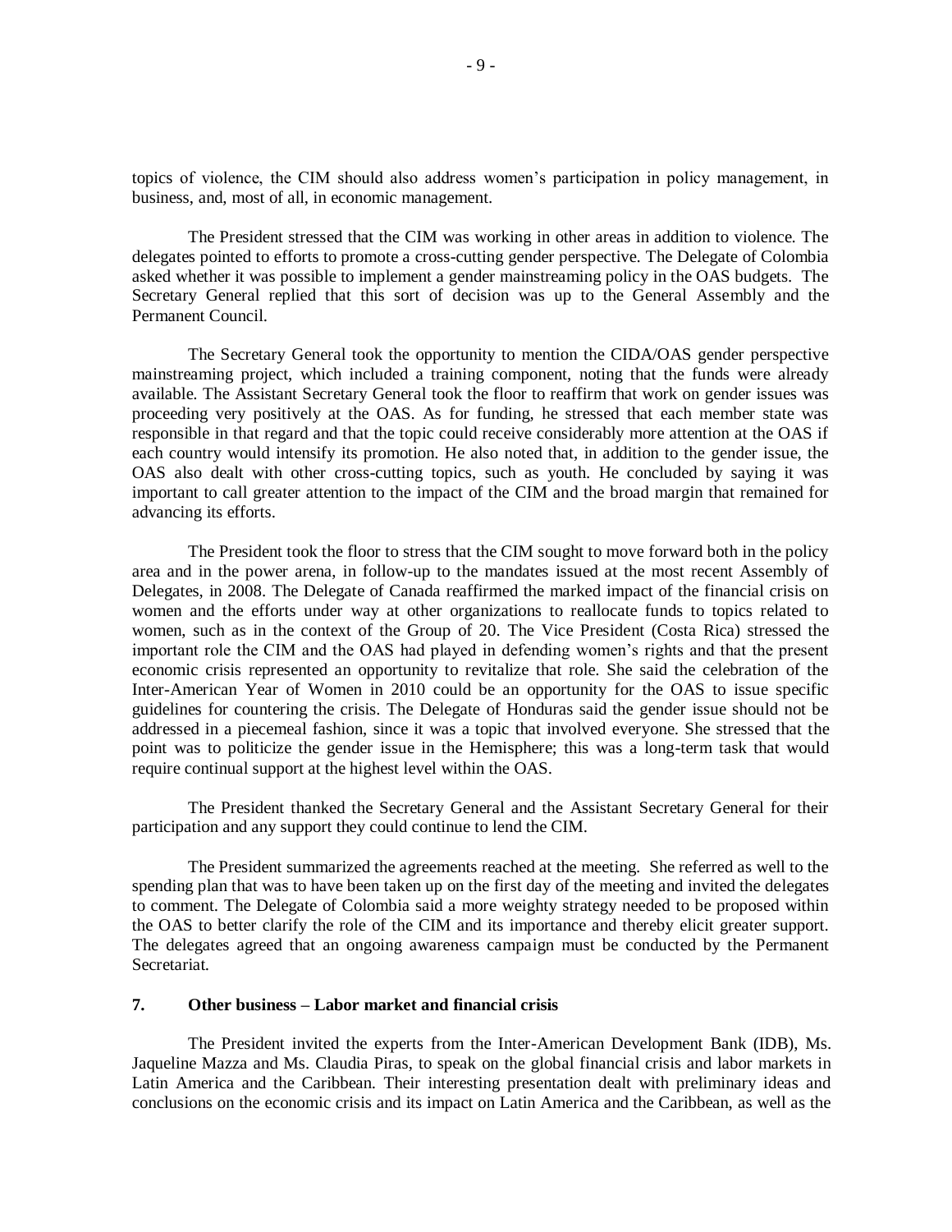topics of violence, the CIM should also address women's participation in policy management, in business, and, most of all, in economic management.

The President stressed that the CIM was working in other areas in addition to violence. The delegates pointed to efforts to promote a cross-cutting gender perspective. The Delegate of Colombia asked whether it was possible to implement a gender mainstreaming policy in the OAS budgets. The Secretary General replied that this sort of decision was up to the General Assembly and the Permanent Council.

The Secretary General took the opportunity to mention the CIDA/OAS gender perspective mainstreaming project, which included a training component, noting that the funds were already available. The Assistant Secretary General took the floor to reaffirm that work on gender issues was proceeding very positively at the OAS. As for funding, he stressed that each member state was responsible in that regard and that the topic could receive considerably more attention at the OAS if each country would intensify its promotion. He also noted that, in addition to the gender issue, the OAS also dealt with other cross-cutting topics, such as youth. He concluded by saying it was important to call greater attention to the impact of the CIM and the broad margin that remained for advancing its efforts.

The President took the floor to stress that the CIM sought to move forward both in the policy area and in the power arena, in follow-up to the mandates issued at the most recent Assembly of Delegates, in 2008. The Delegate of Canada reaffirmed the marked impact of the financial crisis on women and the efforts under way at other organizations to reallocate funds to topics related to women, such as in the context of the Group of 20. The Vice President (Costa Rica) stressed the important role the CIM and the OAS had played in defending women's rights and that the present economic crisis represented an opportunity to revitalize that role. She said the celebration of the Inter-American Year of Women in 2010 could be an opportunity for the OAS to issue specific guidelines for countering the crisis. The Delegate of Honduras said the gender issue should not be addressed in a piecemeal fashion, since it was a topic that involved everyone. She stressed that the point was to politicize the gender issue in the Hemisphere; this was a long-term task that would require continual support at the highest level within the OAS.

The President thanked the Secretary General and the Assistant Secretary General for their participation and any support they could continue to lend the CIM.

The President summarized the agreements reached at the meeting. She referred as well to the spending plan that was to have been taken up on the first day of the meeting and invited the delegates to comment. The Delegate of Colombia said a more weighty strategy needed to be proposed within the OAS to better clarify the role of the CIM and its importance and thereby elicit greater support. The delegates agreed that an ongoing awareness campaign must be conducted by the Permanent Secretariat.

## 7. Other business – Labor market and financial crisis

The President invited the experts from the Inter-American Development Bank (IDB), Ms. Jaqueline Mazza and Ms. Claudia Piras, to speak on the global financial crisis and labor markets in Latin America and the Caribbean. Their interesting presentation dealt with preliminary ideas and conclusions on the economic crisis and its impact on Latin America and the Caribbean, as well as the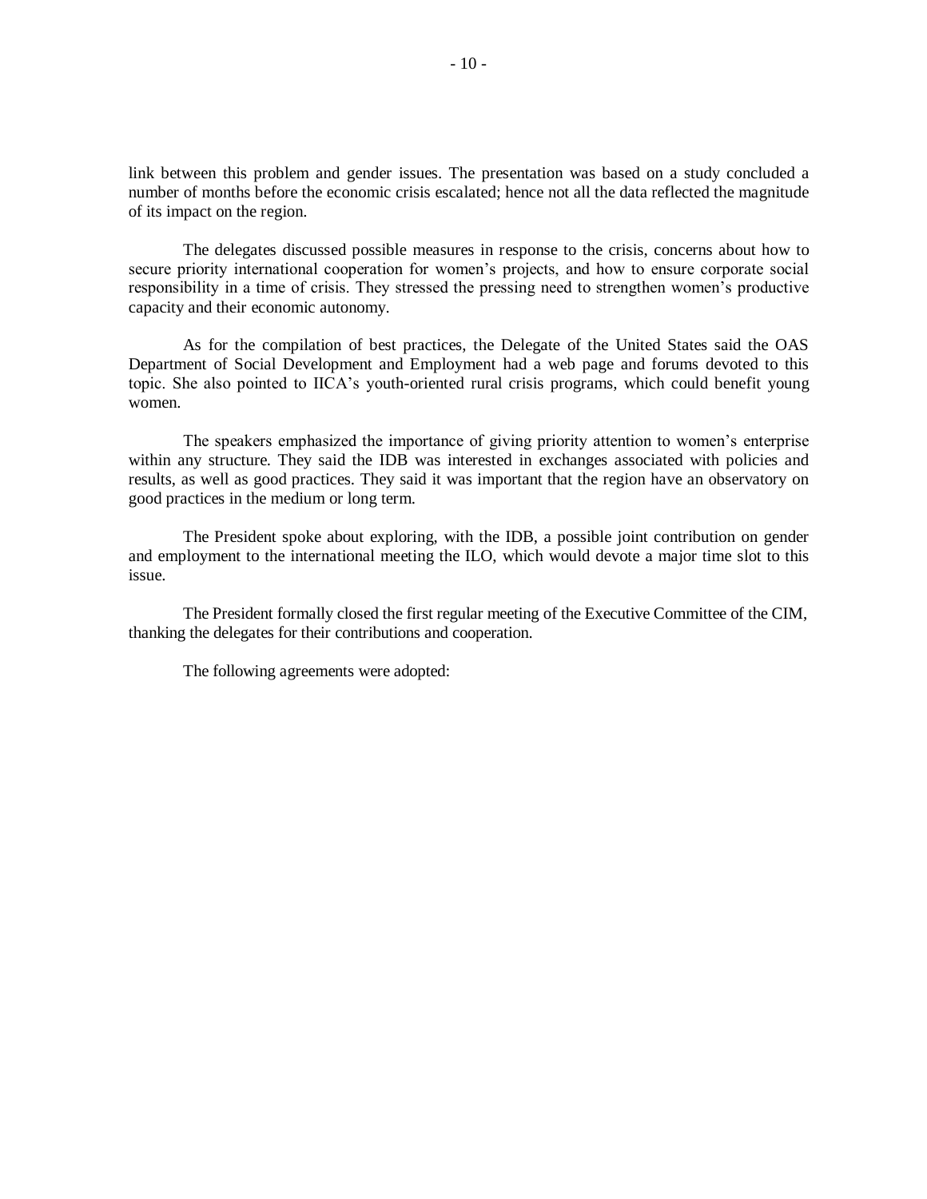link between this problem and gender issues. The presentation was based on a study concluded a number of months before the economic crisis escalated; hence not all the data reflected the magnitude of its impact on the region.

The delegates discussed possible measures in response to the crisis, concerns about how to secure priority international cooperation for women's projects, and how to ensure corporate social responsibility in a time of crisis. They stressed the pressing need to strengthen women's productive capacity and their economic autonomy.

As for the compilation of best practices, the Delegate of the United States said the OAS Department of Social Development and Employment had a web page and forums devoted to this topic. She also pointed to IICA's youth-oriented rural crisis programs, which could benefit young women.

The speakers emphasized the importance of giving priority attention to women's enterprise within any structure. They said the IDB was interested in exchanges associated with policies and results, as well as good practices. They said it was important that the region have an observatory on good practices in the medium or long term.

The President spoke about exploring, with the IDB, a possible joint contribution on gender and employment to the international meeting the ILO, which would devote a major time slot to this issue.

The President formally closed the first regular meeting of the Executive Committee of the CIM, thanking the delegates for their contributions and cooperation.

The following agreements were adopted: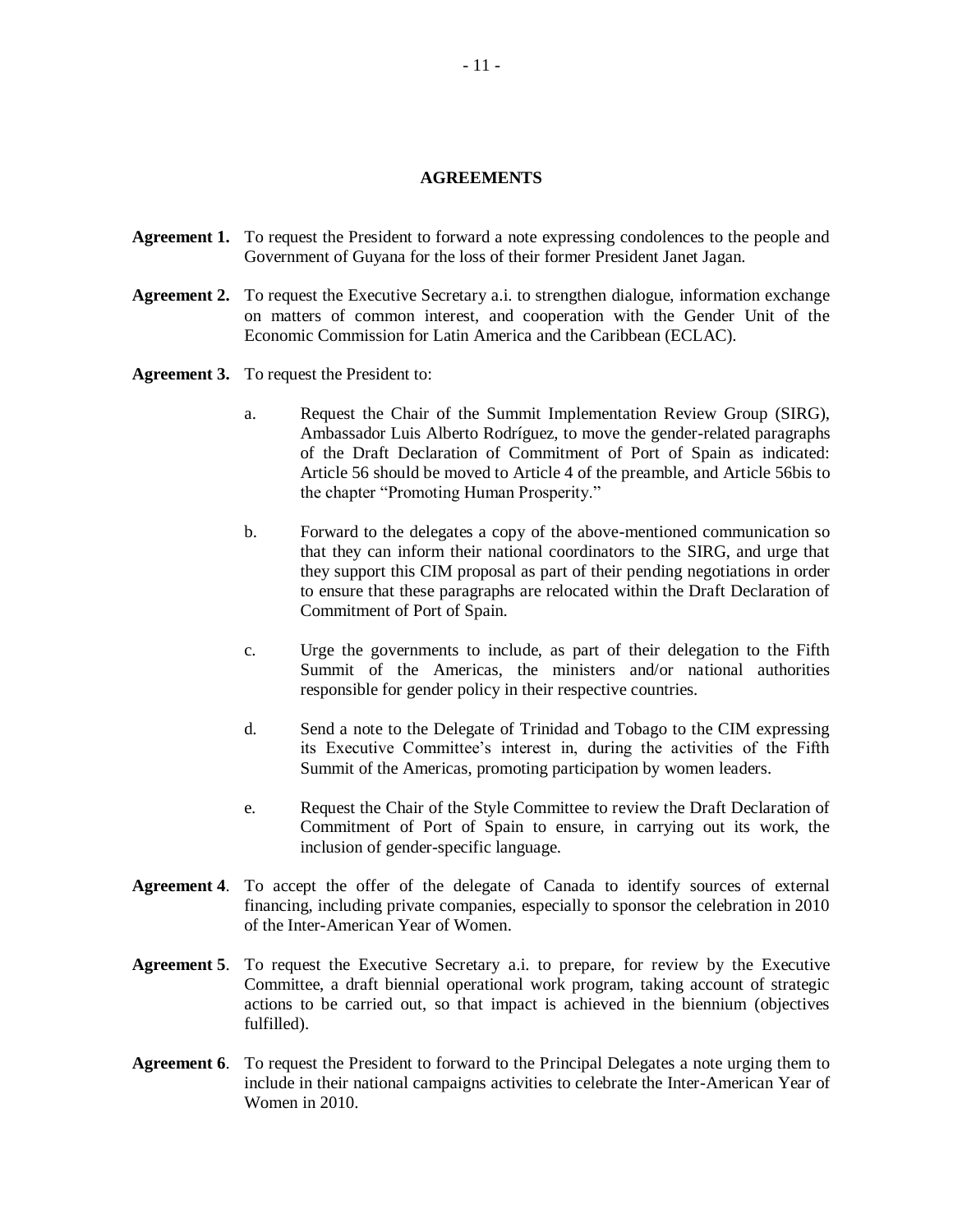## AGREEMENTS

**Agreement 1.** To request the President to forward a note expressing condolences to the people and Government of Guyana for the loss of their former President Janet Jagan.

**Agreement 2.** To request the Executive Secretary a.i. to strengthen dialogue, information exchange on matters of common interest, and cooperation with the Gender Unit of the Economic Commission for Latin America and the Caribbean (ECLAC).

**Agreement 3.** To request the President to:

a. Request the Chair of the Summit Implementation Review Group (SIRG), Ambassador Luis Alberto Rodríguez, to move the gender-related paragraphs of the Draft Declaration of Commitment of Port of Spain as indicated: Article 56 should be moved to Article 4 of the preamble, and Article 56bis to the chapter "Promoting Human Prosperity."

b. Forward to the delegates a copy of the above-mentioned communication so that they can inform their national coordinators to the SIRG, and urge that they support this CIM proposal as part of their pending negotiations in order to ensure that these paragraphs are relocated within the Draft Declaration of Commitment of Port of Spain.

c. Urge the governments to include, as part of their delegation to the Fifth Summit of the Americas, the ministers and/or national authorities responsible for gender policy in their respective countries.

d. Send a note to the Delegate of Trinidad and Tobago to the CIM expressing its Executive Committee's interest in, during the activities of the Fifth Summit of the Americas, promoting participation by women leaders.

e. Request the Chair of the Style Committee to review the Draft Declaration of Commitment of Port of Spain to ensure, in carrying out its work, the inclusion of gender-specific language.

**Agreement 4**. To accept the offer of the delegate of Canada to identify sources of external financing, including private companies, especially to sponsor the celebration in 2010 of the Inter-American Year of Women.

**Agreement 5**. To request the Executive Secretary a.i. to prepare, for review by the Executive Committee, a draft biennial operational work program, taking account of strategic actions to be carried out, so that impact is achieved in the biennium (objectives fulfilled).

**Agreement 6**. To request the President to forward to the Principal Delegates a note urging them to include in their national campaigns activities to celebrate the Inter-American Year of Women in 2010.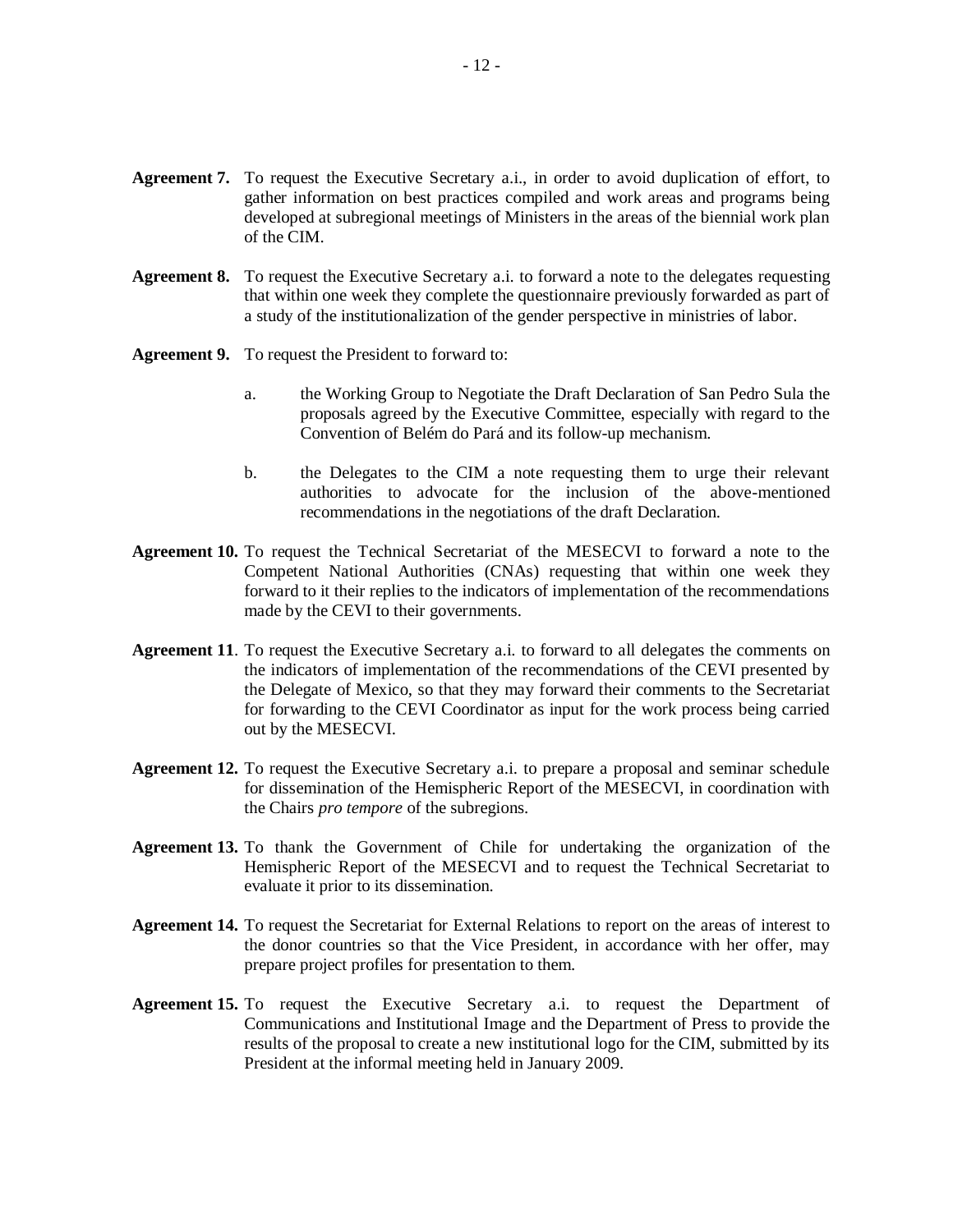**Agreement 7.** To request the Executive Secretary a.i., in order to avoid duplication of effort, to gather information on best practices compiled and work areas and programs being developed at subregional meetings of Ministers in the areas of the biennial work plan of the CIM.

**Agreement 8.** To request the Executive Secretary a.i. to forward a note to the delegates requesting that within one week they complete the questionnaire previously forwarded as part of a study of the institutionalization of the gender perspective in ministries of labor.

**Agreement 9.** To request the President to forward to:

a. the Working Group to Negotiate the Draft Declaration of San Pedro Sula the proposals agreed by the Executive Committee, especially with regard to the Convention of Belém do Pará and its follow-up mechanism.

b. the Delegates to the CIM a note requesting them to urge their relevant authorities to advocate for the inclusion of the above-mentioned recommendations in the negotiations of the draft Declaration.

**Agreement 10.** To request the Technical Secretariat of the MESECVI to forward a note to the Competent National Authorities (CNAs) requesting that within one week they forward to it their replies to the indicators of implementation of the recommendations made by the CEVI to their governments.

**Agreement 11**. To request the Executive Secretary a.i. to forward to all delegates the comments on the indicators of implementation of the recommendations of the CEVI presented by the Delegate of Mexico, so that they may forward their comments to the Secretariat for forwarding to the CEVI Coordinator as input for the work process being carried out by the MESECVI.

**Agreement 12.** To request the Executive Secretary a.i. to prepare a proposal and seminar schedule for dissemination of the Hemispheric Report of the MESECVI, in coordination with the Chairs *pro tempore* of the subregions.

**Agreement 13.** To thank the Government of Chile for undertaking the organization of the Hemispheric Report of the MESECVI and to request the Technical Secretariat to evaluate it prior to its dissemination.

**Agreement 14.** To request the Secretariat for External Relations to report on the areas of interest to the donor countries so that the Vice President, in accordance with her offer, may prepare project profiles for presentation to them.

**Agreement 15.** To request the Executive Secretary a.i. to request the Department of Communications and Institutional Image and the Department of Press to provide the results of the proposal to create a new institutional logo for the CIM, submitted by its President at the informal meeting held in January 2009.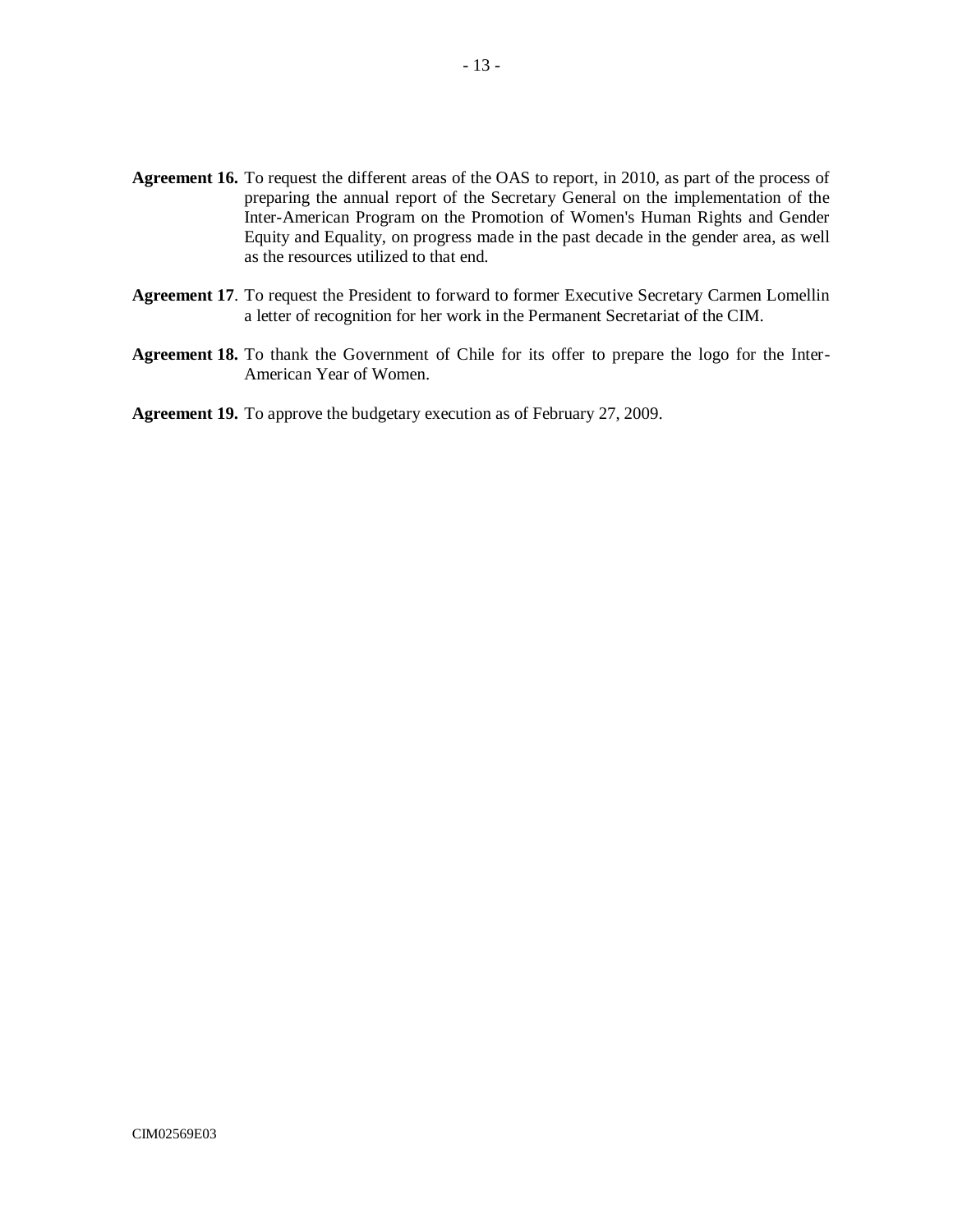**Agreement 16.** To request the different areas of the OAS to report, in 2010, as part of the process of preparing the annual report of the Secretary General on the implementation of the Inter-American Program on the Promotion of Women's Human Rights and Gender Equity and Equality, on progress made in the past decade in the gender area, as well as the resources utilized to that end.

**Agreement 17**. To request the President to forward to former Executive Secretary Carmen Lomellin a letter of recognition for her work in the Permanent Secretariat of the CIM.

**Agreement 18.** To thank the Government of Chile for its offer to prepare the logo for the Inter-American Year of Women.

**Agreement 19.** To approve the budgetary execution as of February 27, 2009.

CIM02569E03